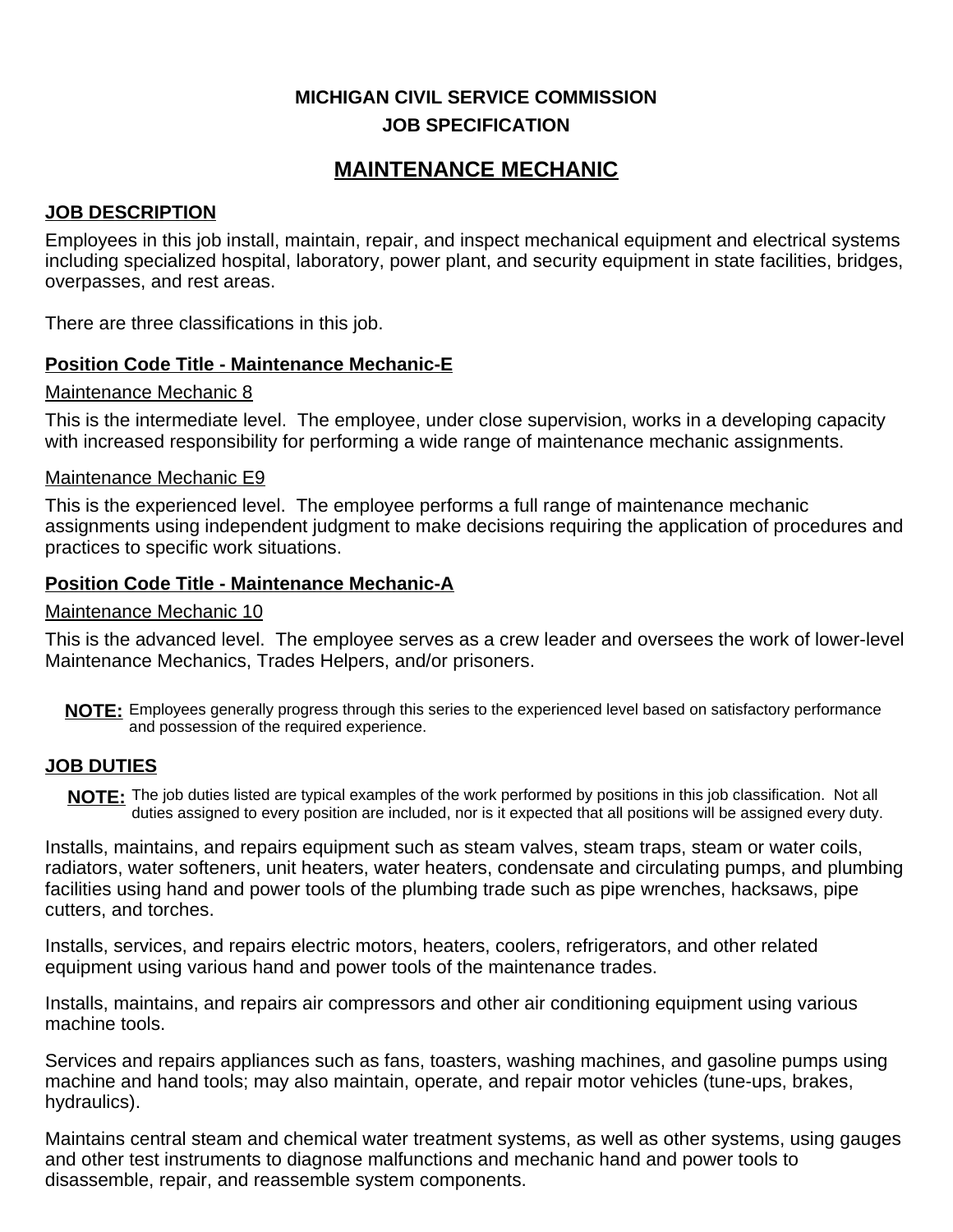# MICHIGAN CIVIL SERVICE COMMISSION
## JOB SPECIFICATION

# MAINTENANCE MECHANIC

## JOB DESCRIPTION

Employees in this job install, maintain, repair, and inspect mechanical equipment and electrical systems including specialized hospital, laboratory, power plant, and security equipment in state facilities, bridges, overpasses, and rest areas.

There are three classifications in this job.

### Position Code Title - Maintenance Mechanic-E

Maintenance Mechanic 8

This is the intermediate level. The employee, under close supervision, works in a developing capacity with increased responsibility for performing a wide range of maintenance mechanic assignments.

Maintenance Mechanic E9

This is the experienced level. The employee performs a full range of maintenance mechanic assignments using independent judgment to make decisions requiring the application of procedures and practices to specific work situations.

### Position Code Title - Maintenance Mechanic-A

Maintenance Mechanic 10

This is the advanced level. The employee serves as a crew leader and oversees the work of lower-level Maintenance Mechanics, Trades Helpers, and/or prisoners.

**NOTE:** Employees generally progress through this series to the experienced level based on satisfactory performance and possession of the required experience.

## JOB DUTIES

**NOTE:** The job duties listed are typical examples of the work performed by positions in this job classification. Not all duties assigned to every position are included, nor is it expected that all positions will be assigned every duty.

Installs, maintains, and repairs equipment such as steam valves, steam traps, steam or water coils, radiators, water softeners, unit heaters, water heaters, condensate and circulating pumps, and plumbing facilities using hand and power tools of the plumbing trade such as pipe wrenches, hacksaws, pipe cutters, and torches.

Installs, services, and repairs electric motors, heaters, coolers, refrigerators, and other related equipment using various hand and power tools of the maintenance trades.

Installs, maintains, and repairs air compressors and other air conditioning equipment using various machine tools.

Services and repairs appliances such as fans, toasters, washing machines, and gasoline pumps using machine and hand tools; may also maintain, operate, and repair motor vehicles (tune-ups, brakes, hydraulics).

Maintains central steam and chemical water treatment systems, as well as other systems, using gauges and other test instruments to diagnose malfunctions and mechanic hand and power tools to disassemble, repair, and reassemble system components.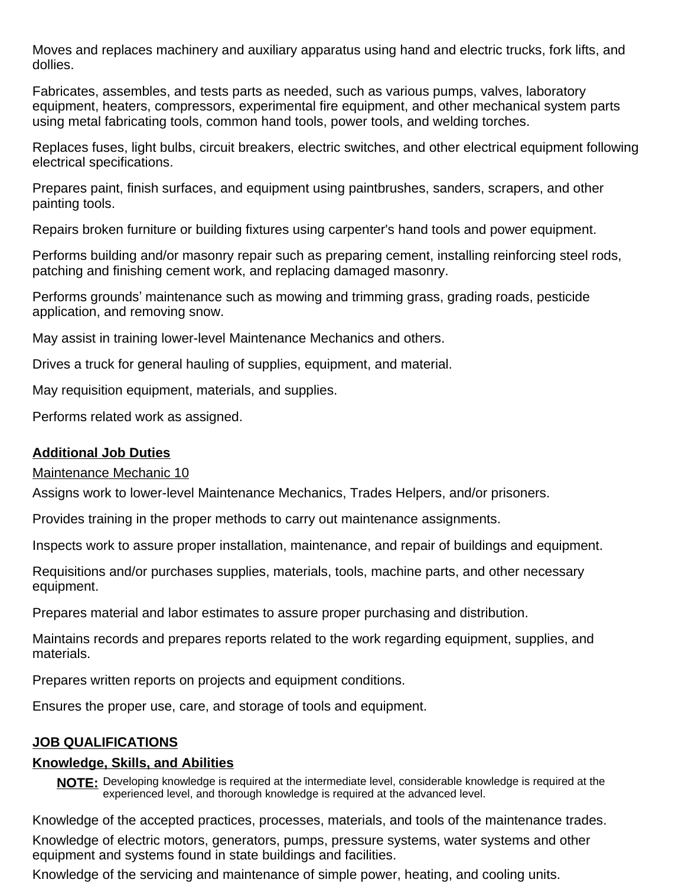Moves and replaces machinery and auxiliary apparatus using hand and electric trucks, fork lifts, and dollies.

Fabricates, assembles, and tests parts as needed, such as various pumps, valves, laboratory equipment, heaters, compressors, experimental fire equipment, and other mechanical system parts using metal fabricating tools, common hand tools, power tools, and welding torches.

Replaces fuses, light bulbs, circuit breakers, electric switches, and other electrical equipment following electrical specifications.

Prepares paint, finish surfaces, and equipment using paintbrushes, sanders, scrapers, and other painting tools.

Repairs broken furniture or building fixtures using carpenter's hand tools and power equipment.

Performs building and/or masonry repair such as preparing cement, installing reinforcing steel rods, patching and finishing cement work, and replacing damaged masonry.

Performs grounds' maintenance such as mowing and trimming grass, grading roads, pesticide application, and removing snow.

May assist in training lower-level Maintenance Mechanics and others.

Drives a truck for general hauling of supplies, equipment, and material.

May requisition equipment, materials, and supplies.

Performs related work as assigned.

## Additional Job Duties

Maintenance Mechanic 10

Assigns work to lower-level Maintenance Mechanics, Trades Helpers, and/or prisoners.

Provides training in the proper methods to carry out maintenance assignments.

Inspects work to assure proper installation, maintenance, and repair of buildings and equipment.

Requisitions and/or purchases supplies, materials, tools, machine parts, and other necessary equipment.

Prepares material and labor estimates to assure proper purchasing and distribution.

Maintains records and prepares reports related to the work regarding equipment, supplies, and materials.

Prepares written reports on projects and equipment conditions.

Ensures the proper use, care, and storage of tools and equipment.

## JOB QUALIFICATIONS

### Knowledge, Skills, and Abilities

**NOTE:** Developing knowledge is required at the intermediate level, considerable knowledge is required at the experienced level, and thorough knowledge is required at the advanced level.

Knowledge of the accepted practices, processes, materials, and tools of the maintenance trades.

Knowledge of electric motors, generators, pumps, pressure systems, water systems and other equipment and systems found in state buildings and facilities.

Knowledge of the servicing and maintenance of simple power, heating, and cooling units.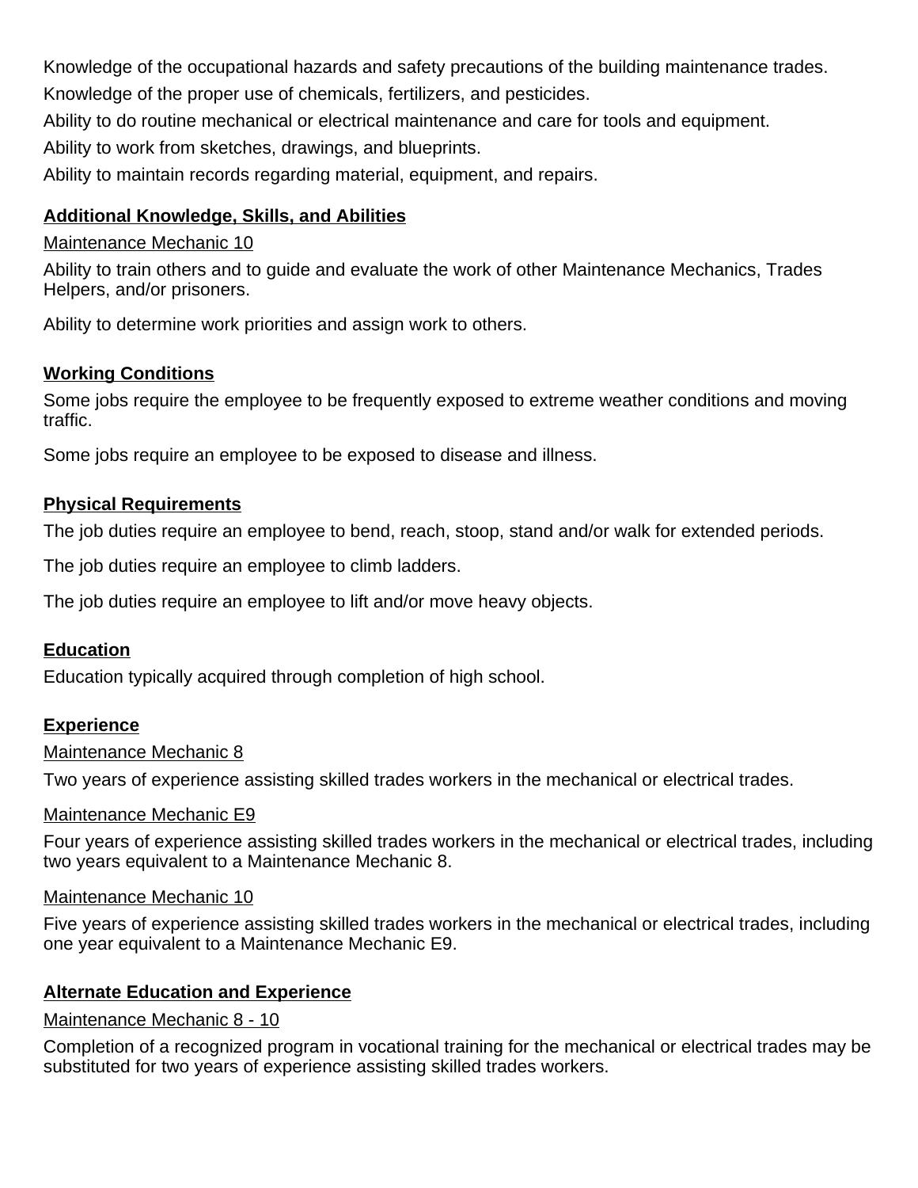Knowledge of the occupational hazards and safety precautions of the building maintenance trades.

Knowledge of the proper use of chemicals, fertilizers, and pesticides.

Ability to do routine mechanical or electrical maintenance and care for tools and equipment.

Ability to work from sketches, drawings, and blueprints.

Ability to maintain records regarding material, equipment, and repairs.

**Additional Knowledge, Skills, and Abilities**

Maintenance Mechanic 10

Ability to train others and to guide and evaluate the work of other Maintenance Mechanics, Trades Helpers, and/or prisoners.

Ability to determine work priorities and assign work to others.

**Working Conditions**

Some jobs require the employee to be frequently exposed to extreme weather conditions and moving traffic.

Some jobs require an employee to be exposed to disease and illness.

**Physical Requirements**

The job duties require an employee to bend, reach, stoop, stand and/or walk for extended periods.

The job duties require an employee to climb ladders.

The job duties require an employee to lift and/or move heavy objects.

**Education**

Education typically acquired through completion of high school.

**Experience**

Maintenance Mechanic 8

Two years of experience assisting skilled trades workers in the mechanical or electrical trades.

Maintenance Mechanic E9

Four years of experience assisting skilled trades workers in the mechanical or electrical trades, including two years equivalent to a Maintenance Mechanic 8.

Maintenance Mechanic 10

Five years of experience assisting skilled trades workers in the mechanical or electrical trades, including one year equivalent to a Maintenance Mechanic E9.

**Alternate Education and Experience**

Maintenance Mechanic 8 - 10

Completion of a recognized program in vocational training for the mechanical or electrical trades may be substituted for two years of experience assisting skilled trades workers.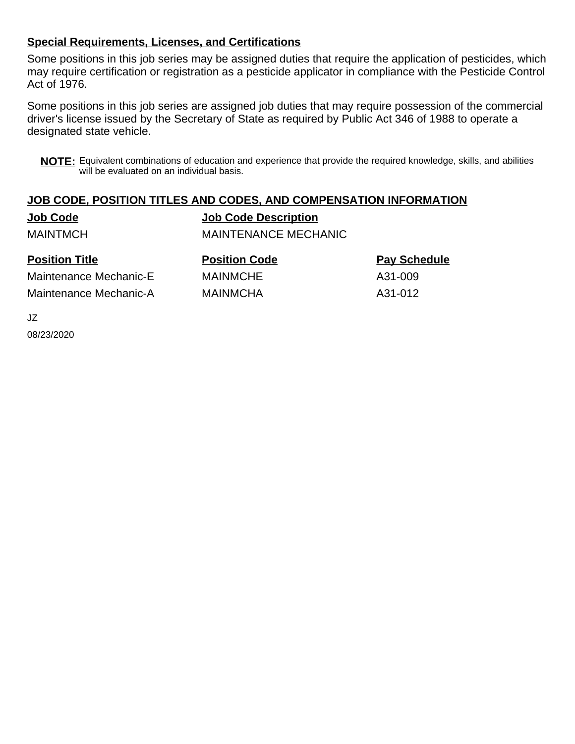### Special Requirements, Licenses, and Certifications

Some positions in this job series may be assigned duties that require the application of pesticides, which may require certification or registration as a pesticide applicator in compliance with the Pesticide Control Act of 1976.

Some positions in this job series are assigned job duties that may require possession of the commercial driver's license issued by the Secretary of State as required by Public Act 346 of 1988 to operate a designated state vehicle.

**NOTE:** Equivalent combinations of education and experience that provide the required knowledge, skills, and abilities will be evaluated on an individual basis.

### JOB CODE, POSITION TITLES AND CODES, AND COMPENSATION INFORMATION

| Job Code | Job Code Description |
|---|---|
| MAINTMCH | MAINTENANCE MECHANIC |

| Position Title | Position Code | Pay Schedule |
|---|---|---|
| Maintenance Mechanic-E | MAINMCHE | A31-009 |
| Maintenance Mechanic-A | MAINMCHA | A31-012 |

JZ

08/23/2020